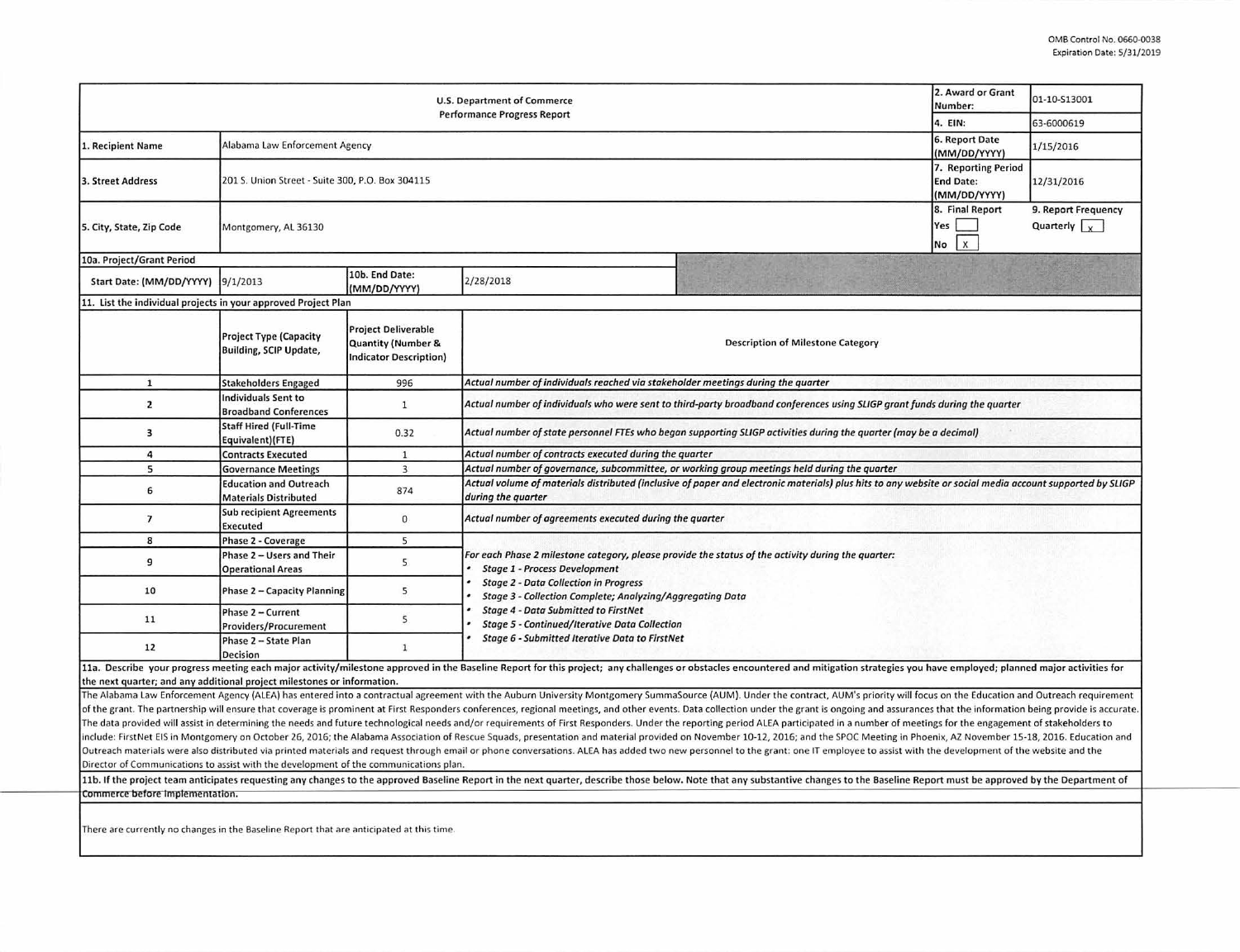OMB Control No. 0660-0038
Expiration Date: 5/31/2019

| U.S. Department of Commerce Performance Progress Report | | | | 2. Award or Grant Number: | 01-10-S13001 |
|---|---|---|---|---|---|
| | | | | 4. EIN: | 63-6000619 |
| 1. Recipient Name | Alabama Law Enforcement Agency | | | 6. Report Date (MM/DD/YYYY) | 1/15/2016 |
| 3. Street Address | 201 S. Union Street - Suite 300, P.O. Box 304115 | | | 7. Reporting Period End Date: (MM/DD/YYYY) | 12/31/2016 |
| 5. City, State, Zip Code | Montgomery, AL 36130 | | | 8. Final Report Yes [ ] No [X] | 9. Report Frequency Quarterly [x] |
| 10a. Project/Grant Period | | | | | |
| Start Date: (MM/DD/YYYY) | 9/1/2013 | 10b. End Date: (MM/DD/YYYY) | 2/28/2018 | | |

11. List the individual projects in your approved Project Plan

| | Project Type (Capacity Building, SCIP Update, | Project Deliverable Quantity (Number & Indicator Description) | Description of Milestone Category |
|---|---|---|---|
| 1 | Stakeholders Engaged | 996 | *Actual number of individuals reached via stakeholder meetings during the quarter* |
| 2 | Individuals Sent to Broadband Conferences | 1 | *Actual number of individuals who were sent to third-party broadband conferences using SLIGP grant funds during the quarter* |
| 3 | Staff Hired (Full-Time Equivalent)(FTE) | 0.32 | *Actual number of state personnel FTEs who began supporting SLIGP activities during the quarter (may be a decimal)* |
| 4 | Contracts Executed | 1 | *Actual number of contracts executed during the quarter* |
| 5 | Governance Meetings | 3 | *Actual number of governance, subcommittee, or working group meetings held during the quarter* |
| 6 | Education and Outreach Materials Distributed | 874 | *Actual volume of materials distributed (inclusive of paper and electronic materials) plus hits to any website or social media account supported by SLIGP during the quarter* |
| 7 | Sub recipient Agreements Executed | 0 | *Actual number of agreements executed during the quarter* |
| 8 | Phase 2 - Coverage | 5 | *For each Phase 2 milestone category, please provide the status of the activity during the quarter:* • *Stage 1 - Process Development* • *Stage 2 - Data Collection in Progress* • *Stage 3 - Collection Complete; Analyzing/Aggregating Data* • *Stage 4 - Data Submitted to FirstNet* • *Stage 5 - Continued/Iterative Data Collection* • *Stage 6 - Submitted Iterative Data to FirstNet* |
| 9 | Phase 2 – Users and Their Operational Areas | 5 | |
| 10 | Phase 2 – Capacity Planning | 5 | |
| 11 | Phase 2 – Current Providers/Procurement | 5 | |
| 12 | Phase 2 – State Plan Decision | 1 | |

**11a. Describe your progress meeting each major activity/milestone approved in the Baseline Report for this project; any challenges or obstacles encountered and mitigation strategies you have employed; planned major activities for the next quarter; and any additional project milestones or information.**

The Alabama Law Enforcement Agency (ALEA) has entered into a contractual agreement with the Auburn University Montgomery SummaSource (AUM). Under the contract, AUM's priority will focus on the Education and Outreach requirement of the grant. The partnership will ensure that coverage is prominent at First Responders conferences, regional meetings, and other events. Data collection under the grant is ongoing and assurances that the information being provide is accurate. The data provided will assist in determining the needs and future technological needs and/or requirements of First Responders. Under the reporting period ALEA participated in a number of meetings for the engagement of stakeholders to include: FirstNet EIS in Montgomery on October 26, 2016; the Alabama Association of Rescue Squads, presentation and material provided on November 10-12, 2016; and the SPOC Meeting in Phoenix, AZ November 15-18, 2016. Education and Outreach materials were also distributed via printed materials and request through email or phone conversations. ALEA has added two new personnel to the grant: one IT employee to assist with the development of the website and the Director of Communications to assist with the development of the communications plan.

**11b. If the project team anticipates requesting any changes to the approved Baseline Report in the next quarter, describe those below. Note that any substantive changes to the Baseline Report must be approved by the Department of Commerce before implementation.**

There are currently no changes in the Baseline Report that are anticipated at this time.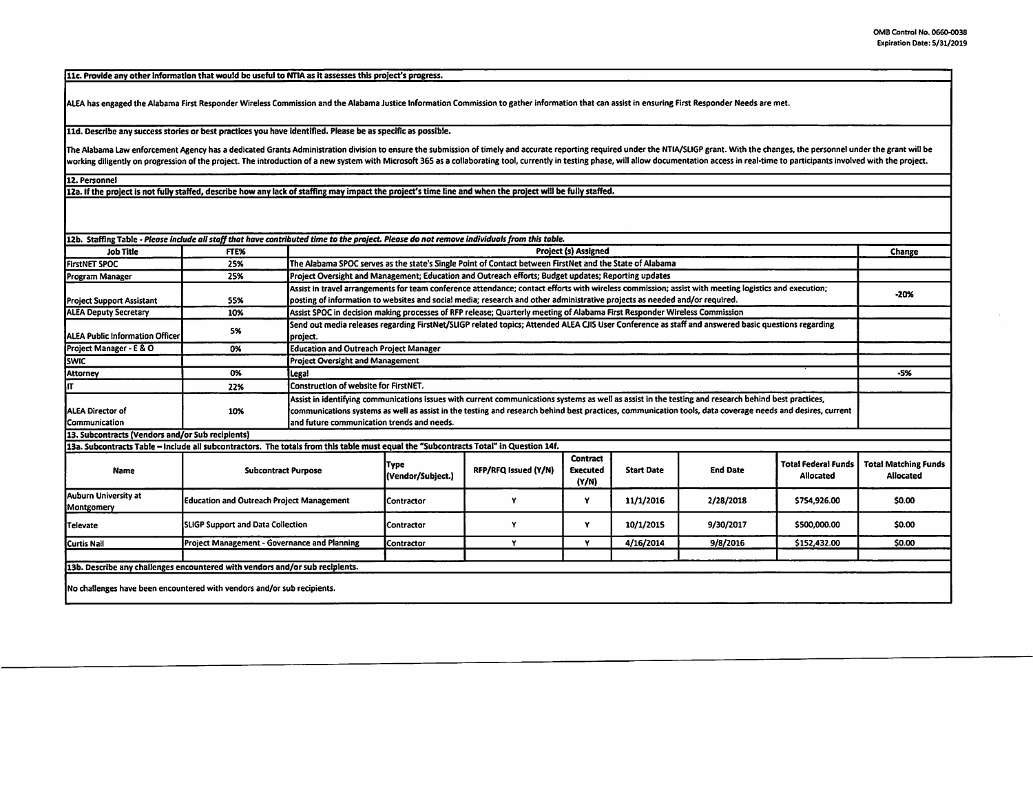OMB Control No. 0660-0038
Expiration Date: 5/31/2019

**11c. Provide any other information that would be useful to NTIA as it assesses this project's progress.**

ALEA has engaged the Alabama First Responder Wireless Commission and the Alabama Justice Information Commission to gather information that can assist in ensuring First Responder Needs are met.

**11d. Describe any success stories or best practices you have identified. Please be as specific as possible.**

The Alabama Law enforcement Agency has a dedicated Grants Administration division to ensure the submission of timely and accurate reporting required under the NTIA/SLIGP grant. With the changes, the personnel under the grant will be working diligently on progression of the project. The introduction of a new system with Microsoft 365 as a collaborating tool, currently in testing phase, will allow documentation access in real-time to participants involved with the project.

**12. Personnel**

**12a. If the project is not fully staffed, describe how any lack of staffing may impact the project's time line and when the project will be fully staffed.**

**12b. Staffing Table** - *Please include all staff that have contributed time to the project. Please do not remove individuals from this table.*

| Job Title | FTE% | Project (s) Assigned | Change |
|---|---|---|---|
| FirstNET SPOC | 25% | The Alabama SPOC serves as the state's Single Point of Contact between FirstNet and the State of Alabama | |
| Program Manager | 25% | Project Oversight and Management; Education and Outreach efforts; Budget updates; Reporting updates | |
| Project Support Assistant | 55% | Assist in travel arrangements for team conference attendance; contact efforts with wireless commission; assist with meeting logistics and execution; posting of information to websites and social media; research and other administrative projects as needed and/or required. | -20% |
| ALEA Deputy Secretary | 10% | Assist SPOC in decision making processes of RFP release; Quarterly meeting of Alabama First Responder Wireless Commission | |
| ALEA Public Information Officer | 5% | Send out media releases regarding FirstNet/SLIGP related topics; Attended ALEA CJIS User Conference as staff and answered basic questions regarding project. | |
| Project Manager - E & O | 0% | Education and Outreach Project Manager | |
| SWIC | | Project Oversight and Management | |
| Attorney | 0% | Legal | -5% |
| IT | 22% | Construction of website for FirstNET. | |
| ALEA Director of Communication | 10% | Assist in identifying communications issues with current communications systems as well as assist in the testing and research behind best practices, communications systems as well as assist in the testing and research behind best practices, communication tools, data coverage needs and desires, current and future communication trends and needs. | |

**13. Subcontracts (Vendors and/or Sub recipients)**

**13a. Subcontracts Table – Include all subcontractors. The totals from this table must equal the "Subcontracts Total" in Question 14f.**

| Name | Subcontract Purpose | Type (Vendor/Subject.) | RFP/RFQ Issued (Y/N) | Contract Executed (Y/N) | Start Date | End Date | Total Federal Funds Allocated | Total Matching Funds Allocated |
|---|---|---|---|---|---|---|---|---|
| Auburn University at Montgomery | Education and Outreach Project Management | Contractor | Y | Y | 11/1/2016 | 2/28/2018 | $754,926.00 | $0.00 |
| Televate | SLIGP Support and Data Collection | Contractor | Y | Y | 10/1/2015 | 9/30/2017 | $500,000.00 | $0.00 |
| Curtis Nail | Project Management - Governance and Planning | Contractor | Y | Y | 4/16/2014 | 9/8/2016 | $152,432.00 | $0.00 |
| | | | | | | | | |

**13b. Describe any challenges encountered with vendors and/or sub recipients.**

No challenges have been encountered with vendors and/or sub recipients.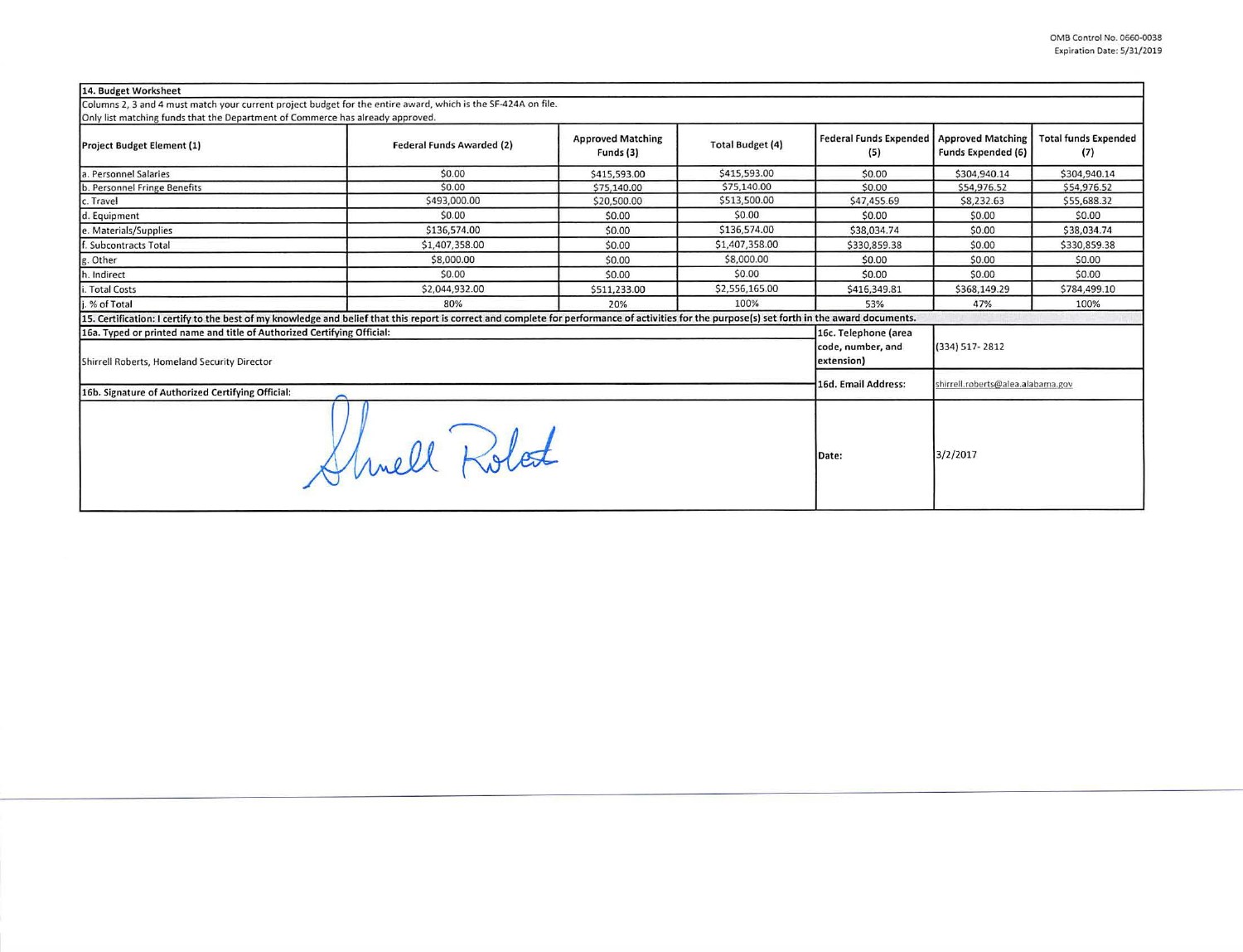OMB Control No. 0660-0038
Expiration Date: 5/31/2019

## 14. Budget Worksheet

Columns 2, 3 and 4 must match your current project budget for the entire award, which is the SF-424A on file.
Only list matching funds that the Department of Commerce has already approved.

| Project Budget Element (1) | Federal Funds Awarded (2) | Approved Matching Funds (3) | Total Budget (4) | Federal Funds Expended (5) | Approved Matching Funds Expended (6) | Total funds Expended (7) |
|---|---|---|---|---|---|---|
| a. Personnel Salaries | $0.00 | $415,593.00 | $415,593.00 | $0.00 | $304,940.14 | $304,940.14 |
| b. Personnel Fringe Benefits | $0.00 | $75,140.00 | $75,140.00 | $0.00 | $54,976.52 | $54,976.52 |
| c. Travel | $493,000.00 | $20,500.00 | $513,500.00 | $47,455.69 | $8,232.63 | $55,688.32 |
| d. Equipment | $0.00 | $0.00 | $0.00 | $0.00 | $0.00 | $0.00 |
| e. Materials/Supplies | $136,574.00 | $0.00 | $136,574.00 | $38,034.74 | $0.00 | $38,034.74 |
| f. Subcontracts Total | $1,407,358.00 | $0.00 | $1,407,358.00 | $330,859.38 | $0.00 | $330,859.38 |
| g. Other | $8,000.00 | $0.00 | $8,000.00 | $0.00 | $0.00 | $0.00 |
| h. Indirect | $0.00 | $0.00 | $0.00 | $0.00 | $0.00 | $0.00 |
| i. Total Costs | $2,044,932.00 | $511,233.00 | $2,556,165.00 | $416,349.81 | $368,149.29 | $784,499.10 |
| j. % of Total | 80% | 20% | 100% | 53% | 47% | 100% |

**15. Certification:** I certify to the best of my knowledge and belief that this report is correct and complete for performance of activities for the purpose(s) set forth in the award documents.

| | | |
|---|---|---|
| **16a. Typed or printed name and title of Authorized Certifying Official:** Shirrell Roberts, Homeland Security Director | 16c. Telephone (area code, number, and extension) | (334) 517- 2812 |
| **16b. Signature of Authorized Certifying Official:** Shirrell Roberts | 16d. Email Address: | shirrell.roberts@alea.alabama.gov |
| | Date: | 3/2/2017 |